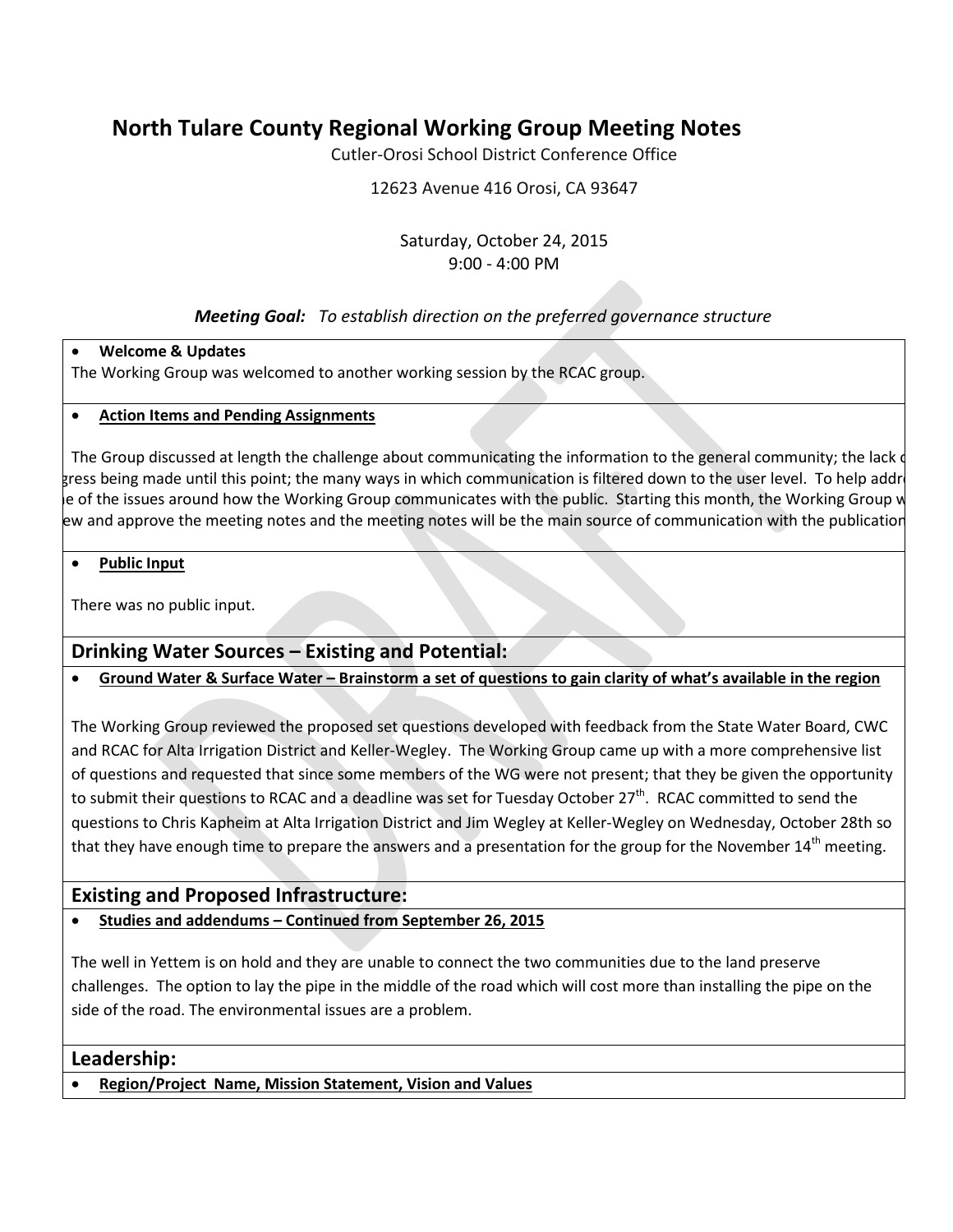# North Tulare County Regional Working Group Meeting Notes

Cutler-Orosi School District Conference Office

12623 Avenue 416 Orosi, CA 93647

Saturday, October 24, 2015
9:00 - 4:00 PM

***Meeting Goal:*** *To establish direction on the preferred governance structure*

- **Welcome & Updates**

The Working Group was welcomed to another working session by the RCAC group.

- **Action Items and Pending Assignments**

The Group discussed at length the challenge about communicating the information to the general community; the lack o gress being made until this point; the many ways in which communication is filtered down to the user level. To help addr e of the issues around how the Working Group communicates with the public. Starting this month, the Working Group w ew and approve the meeting notes and the meeting notes will be the main source of communication with the publication

- **Public Input**

There was no public input.

## Drinking Water Sources – Existing and Potential:

- **Ground Water & Surface Water – Brainstorm a set of questions to gain clarity of what's available in the region**

The Working Group reviewed the proposed set questions developed with feedback from the State Water Board, CWC and RCAC for Alta Irrigation District and Keller-Wegley. The Working Group came up with a more comprehensive list of questions and requested that since some members of the WG were not present; that they be given the opportunity to submit their questions to RCAC and a deadline was set for Tuesday October 27th. RCAC committed to send the questions to Chris Kapheim at Alta Irrigation District and Jim Wegley at Keller-Wegley on Wednesday, October 28th so that they have enough time to prepare the answers and a presentation for the group for the November 14th meeting.

## Existing and Proposed Infrastructure:

- **Studies and addendums – Continued from September 26, 2015**

The well in Yettem is on hold and they are unable to connect the two communities due to the land preserve challenges. The option to lay the pipe in the middle of the road which will cost more than installing the pipe on the side of the road. The environmental issues are a problem.

## Leadership:

- **Region/Project Name, Mission Statement, Vision and Values**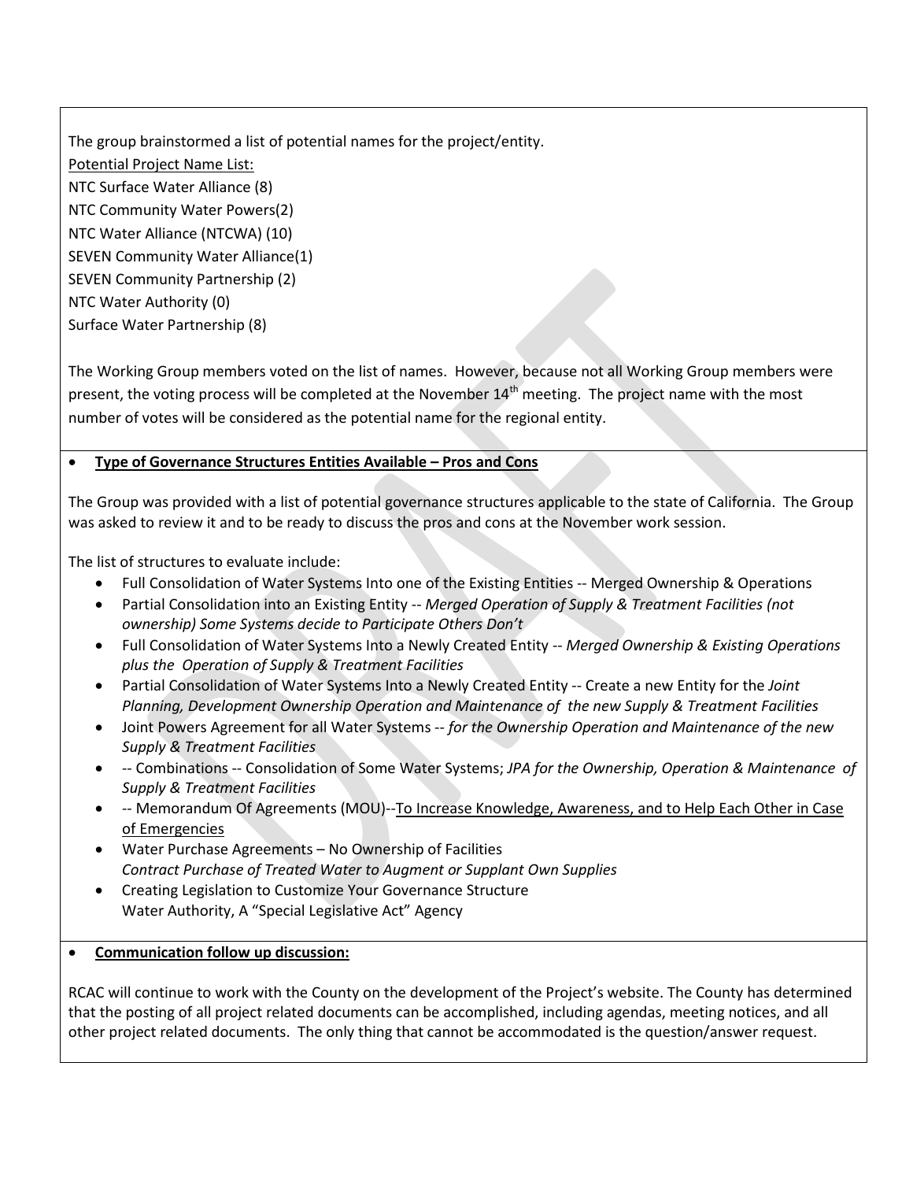The group brainstormed a list of potential names for the project/entity.

Potential Project Name List:

NTC Surface Water Alliance (8)
NTC Community Water Powers(2)
NTC Water Alliance (NTCWA) (10)
SEVEN Community Water Alliance(1)
SEVEN Community Partnership (2)
NTC Water Authority (0)
Surface Water Partnership (8)

The Working Group members voted on the list of names. However, because not all Working Group members were present, the voting process will be completed at the November 14th meeting. The project name with the most number of votes will be considered as the potential name for the regional entity.

- **Type of Governance Structures Entities Available – Pros and Cons**

The Group was provided with a list of potential governance structures applicable to the state of California. The Group was asked to review it and to be ready to discuss the pros and cons at the November work session.

The list of structures to evaluate include:

- Full Consolidation of Water Systems Into one of the Existing Entities -- Merged Ownership & Operations
- Partial Consolidation into an Existing Entity -- *Merged Operation of Supply & Treatment Facilities (not ownership) Some Systems decide to Participate Others Don't*
- Full Consolidation of Water Systems Into a Newly Created Entity -- *Merged Ownership & Existing Operations plus the Operation of Supply & Treatment Facilities*
- Partial Consolidation of Water Systems Into a Newly Created Entity -- Create a new Entity for the *Joint Planning, Development Ownership Operation and Maintenance of the new Supply & Treatment Facilities*
- Joint Powers Agreement for all Water Systems -- *for the Ownership Operation and Maintenance of the new Supply & Treatment Facilities*
- -- Combinations -- Consolidation of Some Water Systems; *JPA for the Ownership, Operation & Maintenance of Supply & Treatment Facilities*
- -- Memorandum Of Agreements (MOU)--To Increase Knowledge, Awareness, and to Help Each Other in Case of Emergencies
- Water Purchase Agreements – No Ownership of Facilities
  *Contract Purchase of Treated Water to Augment or Supplant Own Supplies*
- Creating Legislation to Customize Your Governance Structure
  Water Authority, A "Special Legislative Act" Agency

- **Communication follow up discussion:**

RCAC will continue to work with the County on the development of the Project's website. The County has determined that the posting of all project related documents can be accomplished, including agendas, meeting notices, and all other project related documents. The only thing that cannot be accommodated is the question/answer request.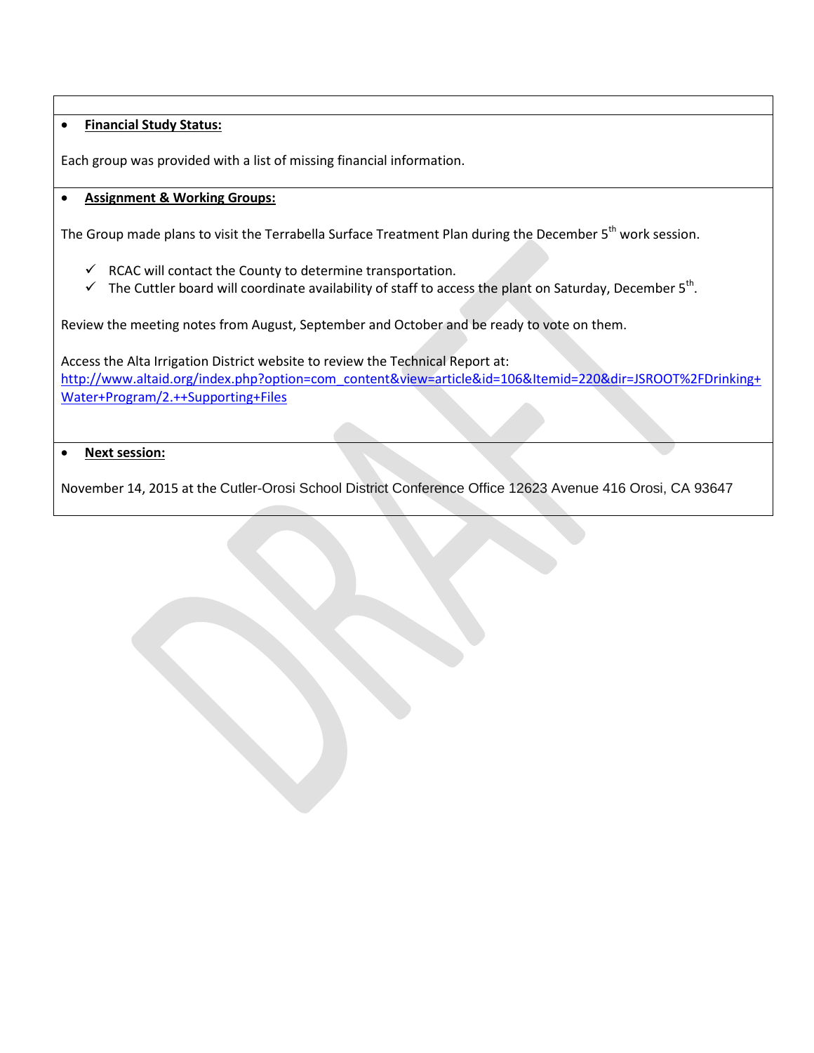- **Financial Study Status:**

Each group was provided with a list of missing financial information.

- **Assignment & Working Groups:**

The Group made plans to visit the Terrabella Surface Treatment Plan during the December 5th work session.

- ✓ RCAC will contact the County to determine transportation.
- ✓ The Cuttler board will coordinate availability of staff to access the plant on Saturday, December 5th.

Review the meeting notes from August, September and October and be ready to vote on them.

Access the Alta Irrigation District website to review the Technical Report at:
http://www.altaid.org/index.php?option=com_content&view=article&id=106&Itemid=220&dir=JSROOT%2FDrinking+Water+Program/2.++Supporting+Files

- **Next session:**

November 14, 2015 at the Cutler-Orosi School District Conference Office 12623 Avenue 416 Orosi, CA 93647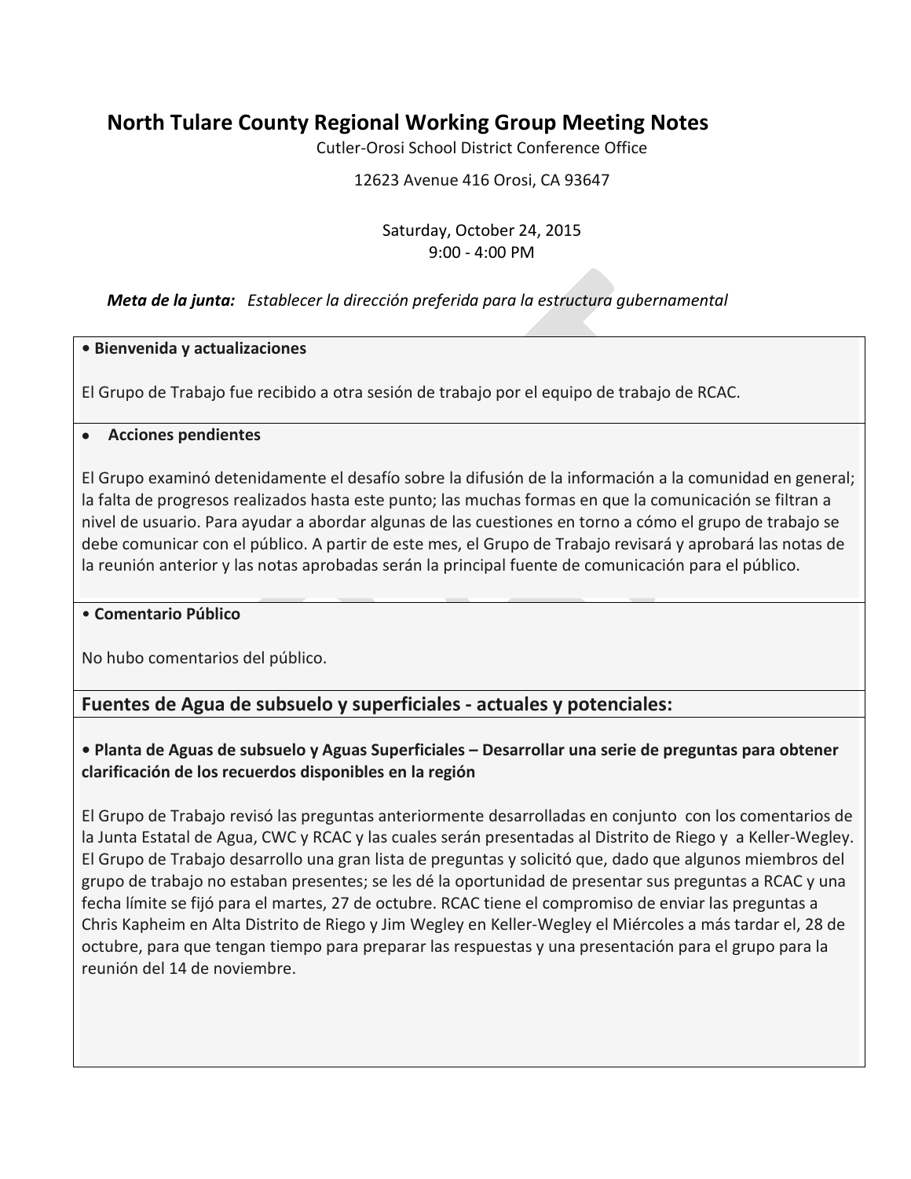# North Tulare County Regional Working Group Meeting Notes

Cutler-Orosi School District Conference Office

12623 Avenue 416 Orosi, CA 93647

Saturday, October 24, 2015
9:00 - 4:00 PM

***Meta de la junta:*** *Establecer la dirección preferida para la estructura gubernamental*

**• Bienvenida y actualizaciones**

El Grupo de Trabajo fue recibido a otra sesión de trabajo por el equipo de trabajo de RCAC.

- **Acciones pendientes**

El Grupo examinó detenidamente el desafío sobre la difusión de la información a la comunidad en general; la falta de progresos realizados hasta este punto; las muchas formas en que la comunicación se filtran a nivel de usuario. Para ayudar a abordar algunas de las cuestiones en torno a cómo el grupo de trabajo se debe comunicar con el público. A partir de este mes, el Grupo de Trabajo revisará y aprobará las notas de la reunión anterior y las notas aprobadas serán la principal fuente de comunicación para el público.

• **Comentario Público**

No hubo comentarios del público.

## Fuentes de Agua de subsuelo y superficiales - actuales y potenciales:

**• Planta de Aguas de subsuelo y Aguas Superficiales – Desarrollar una serie de preguntas para obtener clarificación de los recuerdos disponibles en la región**

El Grupo de Trabajo revisó las preguntas anteriormente desarrolladas en conjunto con los comentarios de la Junta Estatal de Agua, CWC y RCAC y las cuales serán presentadas al Distrito de Riego y a Keller-Wegley. El Grupo de Trabajo desarrollo una gran lista de preguntas y solicitó que, dado que algunos miembros del grupo de trabajo no estaban presentes; se les dé la oportunidad de presentar sus preguntas a RCAC y una fecha límite se fijó para el martes, 27 de octubre. RCAC tiene el compromiso de enviar las preguntas a Chris Kapheim en Alta Distrito de Riego y Jim Wegley en Keller-Wegley el Miércoles a más tardar el, 28 de octubre, para que tengan tiempo para preparar las respuestas y una presentación para el grupo para la reunión del 14 de noviembre.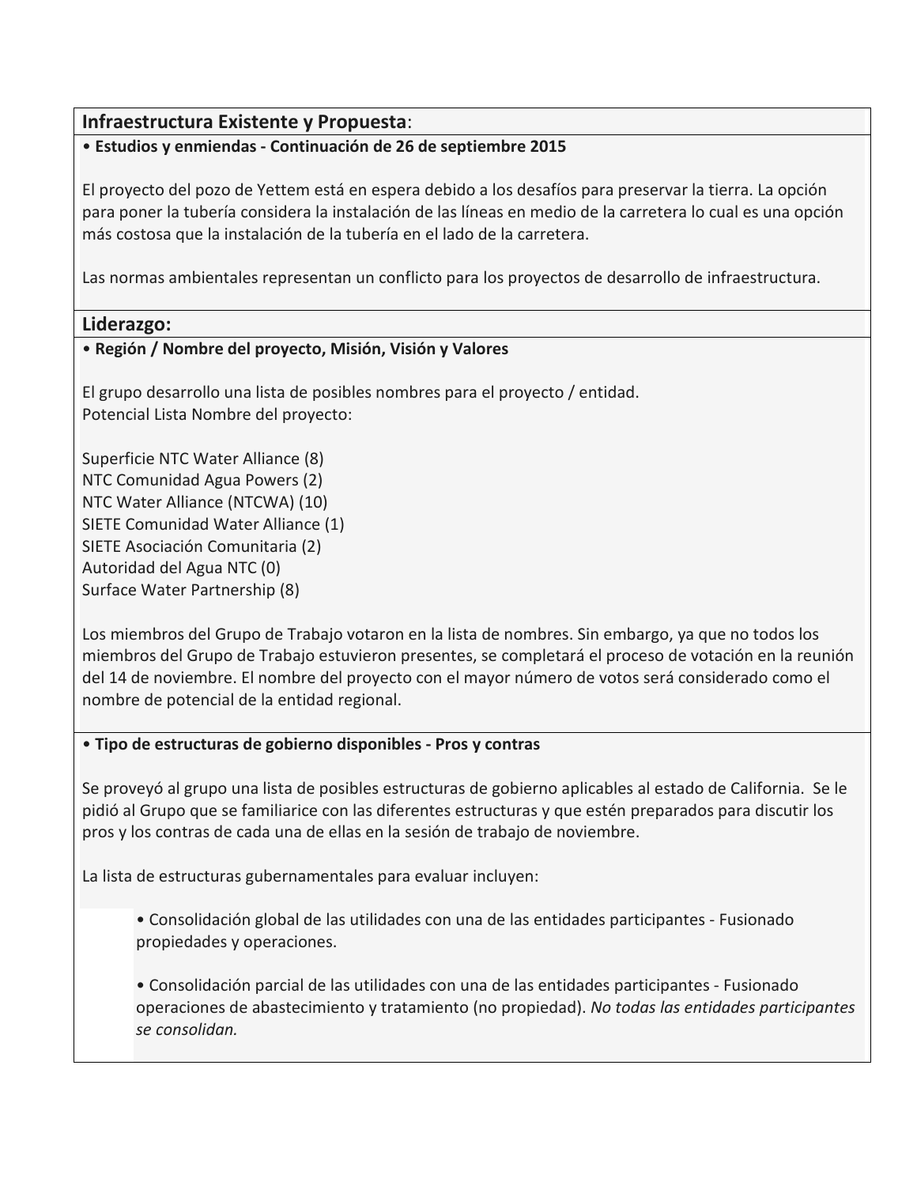## Infraestructura Existente y Propuesta:

**• Estudios y enmiendas - Continuación de 26 de septiembre 2015**

El proyecto del pozo de Yettem está en espera debido a los desafíos para preservar la tierra. La opción para poner la tubería considera la instalación de las líneas en medio de la carretera lo cual es una opción más costosa que la instalación de la tubería en el lado de la carretera.

Las normas ambientales representan un conflicto para los proyectos de desarrollo de infraestructura.

## Liderazgo:

**• Región / Nombre del proyecto, Misión, Visión y Valores**

El grupo desarrollo una lista de posibles nombres para el proyecto / entidad.
Potencial Lista Nombre del proyecto:

Superficie NTC Water Alliance (8)
NTC Comunidad Agua Powers (2)
NTC Water Alliance (NTCWA) (10)
SIETE Comunidad Water Alliance (1)
SIETE Asociación Comunitaria (2)
Autoridad del Agua NTC (0)
Surface Water Partnership (8)

Los miembros del Grupo de Trabajo votaron en la lista de nombres. Sin embargo, ya que no todos los miembros del Grupo de Trabajo estuvieron presentes, se completará el proceso de votación en la reunión del 14 de noviembre. El nombre del proyecto con el mayor número de votos será considerado como el nombre de potencial de la entidad regional.

**• Tipo de estructuras de gobierno disponibles - Pros y contras**

Se proveyó al grupo una lista de posibles estructuras de gobierno aplicables al estado de California. Se le pidió al Grupo que se familiarice con las diferentes estructuras y que estén preparados para discutir los pros y los contras de cada una de ellas en la sesión de trabajo de noviembre.

La lista de estructuras gubernamentales para evaluar incluyen:

- Consolidación global de las utilidades con una de las entidades participantes - Fusionado propiedades y operaciones.

- Consolidación parcial de las utilidades con una de las entidades participantes - Fusionado operaciones de abastecimiento y tratamiento (no propiedad). *No todas las entidades participantes se consolidan.*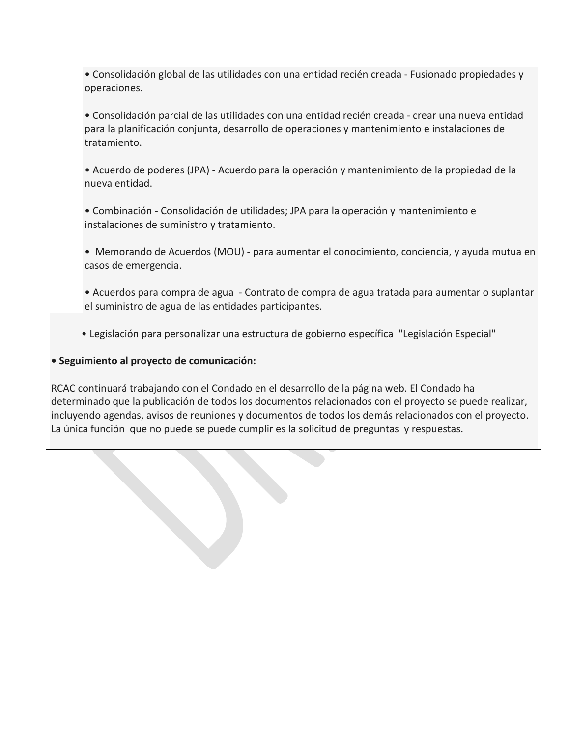- Consolidación global de las utilidades con una entidad recién creada - Fusionado propiedades y operaciones.

- Consolidación parcial de las utilidades con una entidad recién creada - crear una nueva entidad para la planificación conjunta, desarrollo de operaciones y mantenimiento e instalaciones de tratamiento.

- Acuerdo de poderes (JPA) - Acuerdo para la operación y mantenimiento de la propiedad de la nueva entidad.

- Combinación - Consolidación de utilidades; JPA para la operación y mantenimiento e instalaciones de suministro y tratamiento.

- Memorando de Acuerdos (MOU) - para aumentar el conocimiento, conciencia, y ayuda mutua en casos de emergencia.

- Acuerdos para compra de agua - Contrato de compra de agua tratada para aumentar o suplantar el suministro de agua de las entidades participantes.

- Legislación para personalizar una estructura de gobierno específica "Legislación Especial"

**• Seguimiento al proyecto de comunicación:**

RCAC continuará trabajando con el Condado en el desarrollo de la página web. El Condado ha determinado que la publicación de todos los documentos relacionados con el proyecto se puede realizar, incluyendo agendas, avisos de reuniones y documentos de todos los demás relacionados con el proyecto. La única función que no puede se puede cumplir es la solicitud de preguntas y respuestas.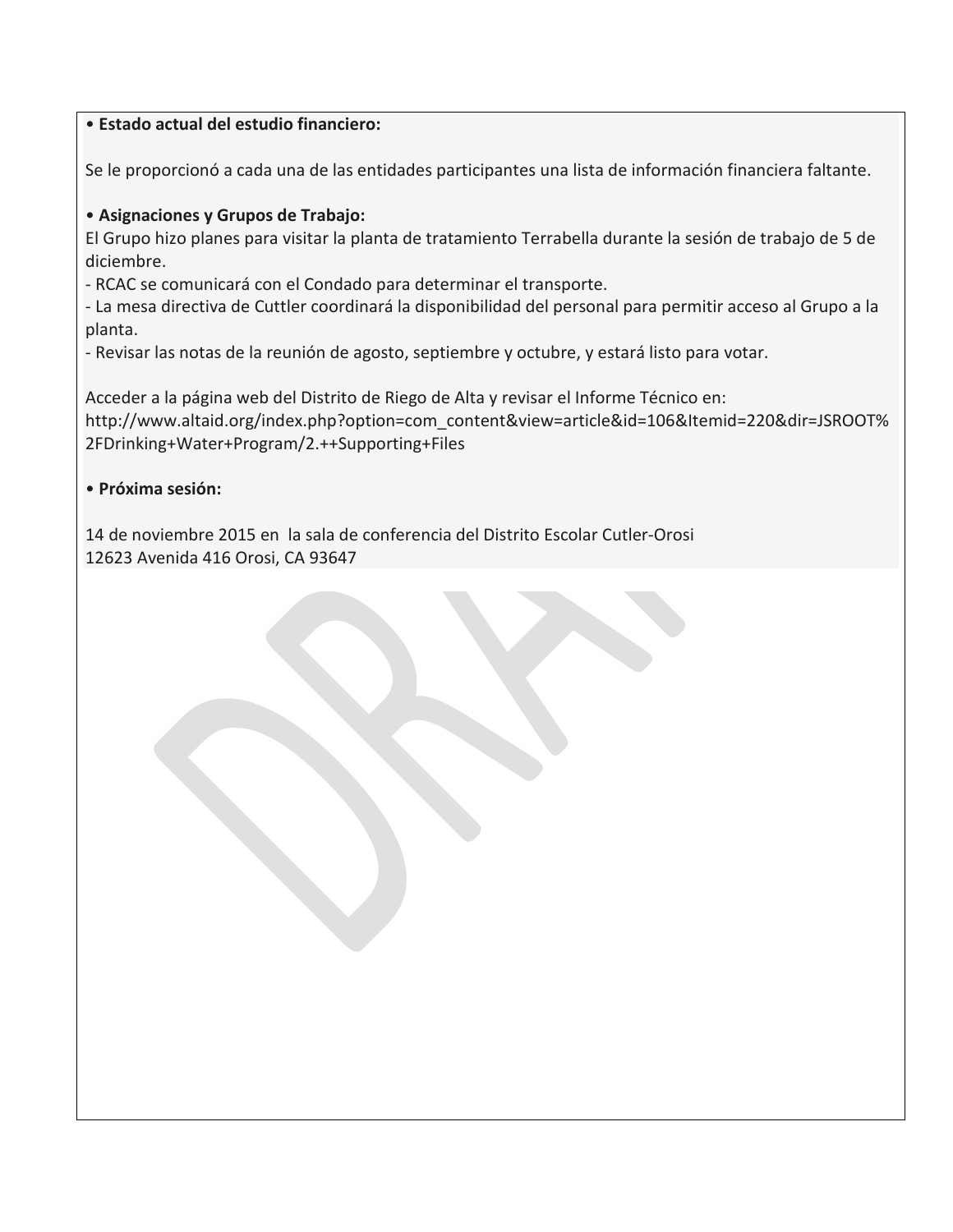• **Estado actual del estudio financiero:**

Se le proporcionó a cada una de las entidades participantes una lista de información financiera faltante.

• **Asignaciones y Grupos de Trabajo:**

El Grupo hizo planes para visitar la planta de tratamiento Terrabella durante la sesión de trabajo de 5 de diciembre.

- RCAC se comunicará con el Condado para determinar el transporte.
- La mesa directiva de Cuttler coordinará la disponibilidad del personal para permitir acceso al Grupo a la planta.
- Revisar las notas de la reunión de agosto, septiembre y octubre, y estará listo para votar.

Acceder a la página web del Distrito de Riego de Alta y revisar el Informe Técnico en:
http://www.altaid.org/index.php?option=com_content&view=article&id=106&Itemid=220&dir=JSROOT%2FDrinking+Water+Program/2.++Supporting+Files

• **Próxima sesión:**

14 de noviembre 2015 en la sala de conferencia del Distrito Escolar Cutler-Orosi
12623 Avenida 416 Orosi, CA 93647